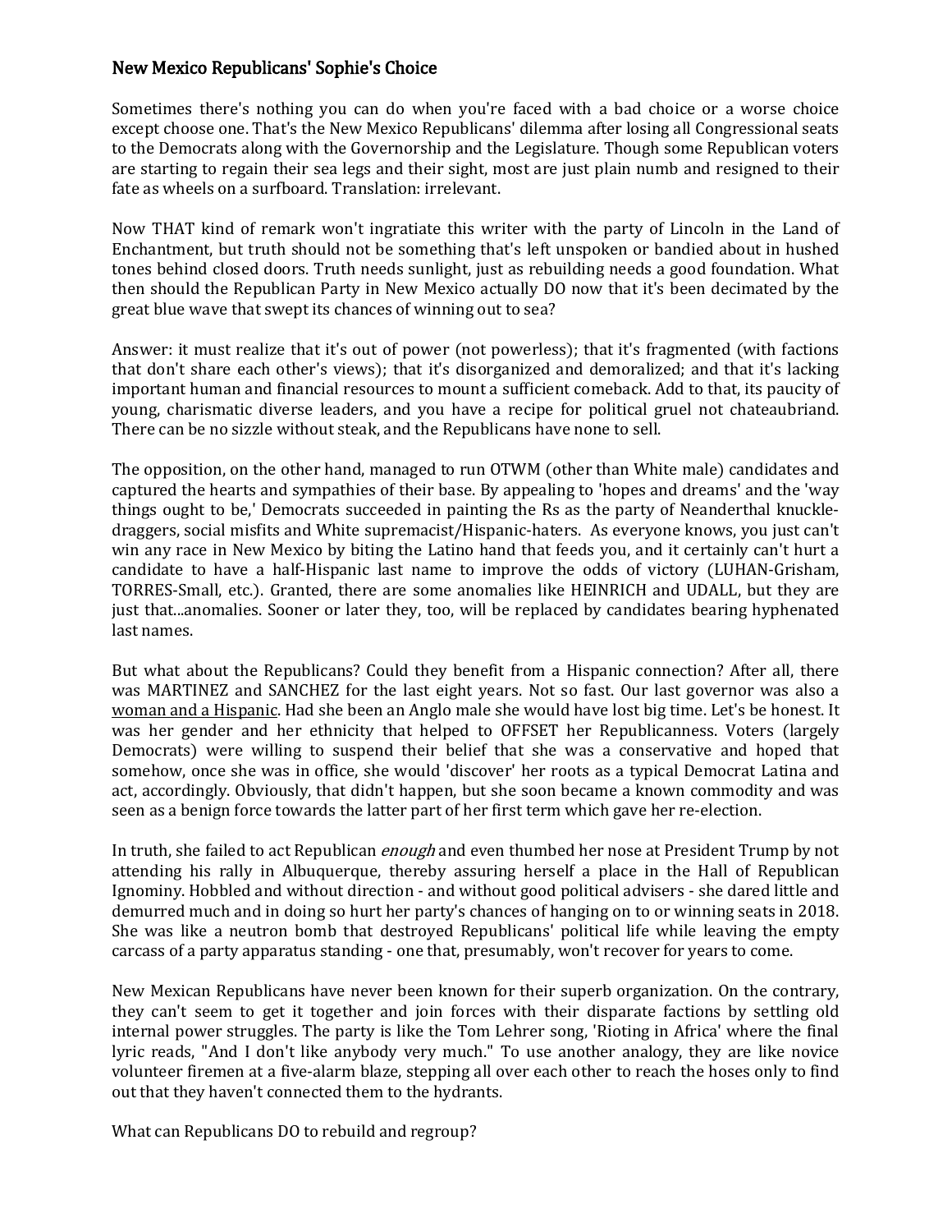## New Mexico Republicans' Sophie's Choice

Sometimes there's nothing you can do when you're faced with a bad choice or a worse choice except choose one. That's the New Mexico Republicans' dilemma after losing all Congressional seats to the Democrats along with the Governorship and the Legislature. Though some Republican voters are starting to regain their sea legs and their sight, most are just plain numb and resigned to their fate as wheels on a surfboard. Translation: irrelevant.

Now THAT kind of remark won't ingratiate this writer with the party of Lincoln in the Land of Enchantment, but truth should not be something that's left unspoken or bandied about in hushed tones behind closed doors. Truth needs sunlight, just as rebuilding needs a good foundation. What then should the Republican Party in New Mexico actually DO now that it's been decimated by the great blue wave that swept its chances of winning out to sea?

Answer: it must realize that it's out of power (not powerless); that it's fragmented (with factions that don't share each other's views); that it's disorganized and demoralized; and that it's lacking important human and financial resources to mount a sufficient comeback. Add to that, its paucity of young, charismatic diverse leaders, and you have a recipe for political gruel not chateaubriand. There can be no sizzle without steak, and the Republicans have none to sell.

The opposition, on the other hand, managed to run OTWM (other than White male) candidates and captured the hearts and sympathies of their base. By appealing to 'hopes and dreams' and the 'way things ought to be,' Democrats succeeded in painting the Rs as the party of Neanderthal knuckle-draggers, social misfits and White supremacist/Hispanic-haters. As everyone knows, you just can't win any race in New Mexico by biting the Latino hand that feeds you, and it certainly can't hurt a candidate to have a half-Hispanic last name to improve the odds of victory (LUHAN-Grisham, TORRES-Small, etc.). Granted, there are some anomalies like HEINRICH and UDALL, but they are just that...anomalies. Sooner or later they, too, will be replaced by candidates bearing hyphenated last names.

But what about the Republicans? Could they benefit from a Hispanic connection? After all, there was MARTINEZ and SANCHEZ for the last eight years. Not so fast. Our last governor was also a <u>woman and a Hispanic</u>. Had she been an Anglo male she would have lost big time. Let's be honest. It was her gender and her ethnicity that helped to OFFSET her Republicanness. Voters (largely Democrats) were willing to suspend their belief that she was a conservative and hoped that somehow, once she was in office, she would 'discover' her roots as a typical Democrat Latina and act, accordingly. Obviously, that didn't happen, but she soon became a known commodity and was seen as a benign force towards the latter part of her first term which gave her re-election.

In truth, she failed to act Republican *enough* and even thumbed her nose at President Trump by not attending his rally in Albuquerque, thereby assuring herself a place in the Hall of Republican Ignominy. Hobbled and without direction - and without good political advisers - she dared little and demurred much and in doing so hurt her party's chances of hanging on to or winning seats in 2018. She was like a neutron bomb that destroyed Republicans' political life while leaving the empty carcass of a party apparatus standing - one that, presumably, won't recover for years to come.

New Mexican Republicans have never been known for their superb organization. On the contrary, they can't seem to get it together and join forces with their disparate factions by settling old internal power struggles. The party is like the Tom Lehrer song, 'Rioting in Africa' where the final lyric reads, "And I don't like anybody very much." To use another analogy, they are like novice volunteer firemen at a five-alarm blaze, stepping all over each other to reach the hoses only to find out that they haven't connected them to the hydrants.

What can Republicans DO to rebuild and regroup?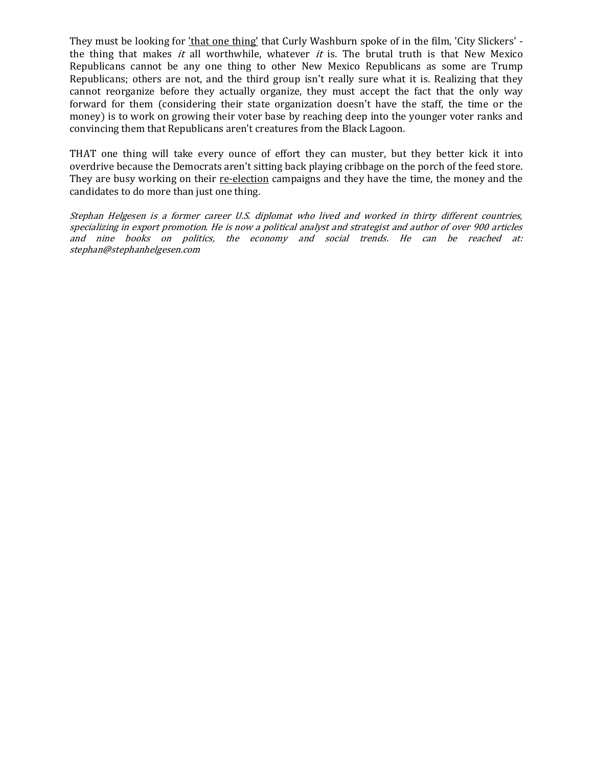They must be looking for 'that one thing' that Curly Washburn spoke of in the film, 'City Slickers' - the thing that makes *it* all worthwhile, whatever *it* is. The brutal truth is that New Mexico Republicans cannot be any one thing to other New Mexico Republicans as some are Trump Republicans; others are not, and the third group isn't really sure what it is. Realizing that they cannot reorganize before they actually organize, they must accept the fact that the only way forward for them (considering their state organization doesn't have the staff, the time or the money) is to work on growing their voter base by reaching deep into the younger voter ranks and convincing them that Republicans aren't creatures from the Black Lagoon.

THAT one thing will take every ounce of effort they can muster, but they better kick it into overdrive because the Democrats aren't sitting back playing cribbage on the porch of the feed store. They are busy working on their re-election campaigns and they have the time, the money and the candidates to do more than just one thing.

*Stephan Helgesen is a former career U.S. diplomat who lived and worked in thirty different countries, specializing in export promotion. He is now a political analyst and strategist and author of over 900 articles and nine books on politics, the economy and social trends. He can be reached at: stephan@stephanhelgesen.com*